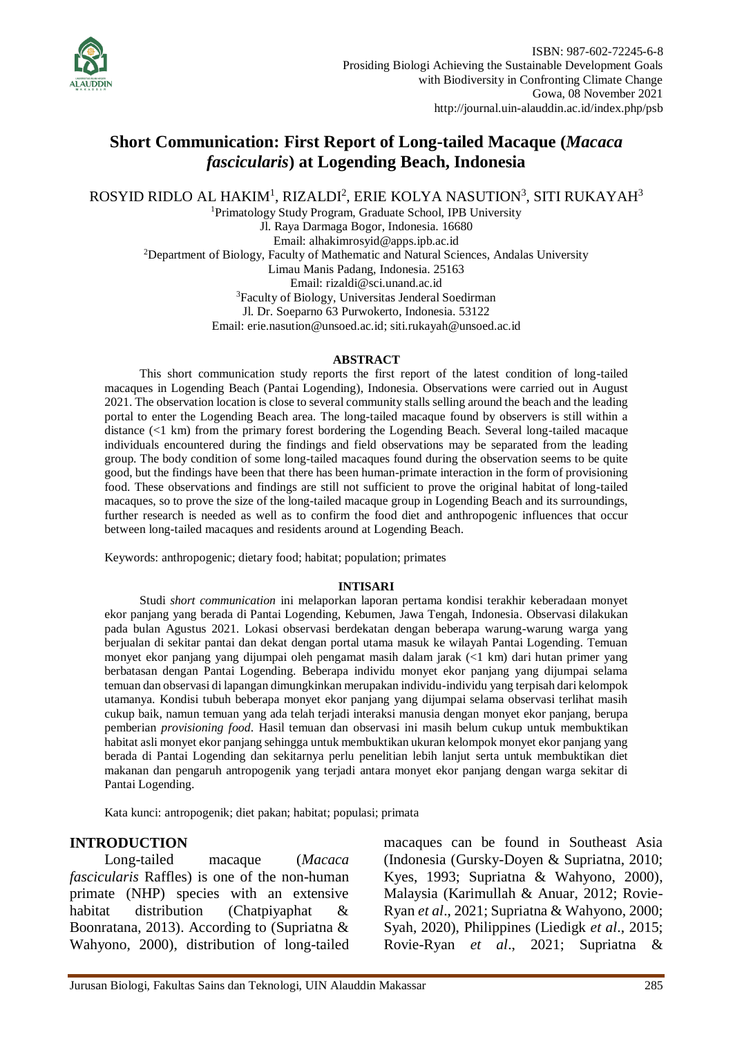# Short Communication: First Report of Long-tailed Macaque (*Macaca fascicularis*) at Logending Beach, Indonesia

ROSYID RIDLO AL HAKIM[1], RIZALDI[2], ERIE KOLYA NASUTION[3], SITI RUKAYAH[3]

[1]Primatology Study Program, Graduate School, IPB University
Jl. Raya Darmaga Bogor, Indonesia. 16680
Email: alhakimrosyid@apps.ipb.ac.id

[2]Department of Biology, Faculty of Mathematic and Natural Sciences, Andalas University
Limau Manis Padang, Indonesia. 25163
Email: rizaldi@sci.unand.ac.id

[3]Faculty of Biology, Universitas Jenderal Soedirman
Jl. Dr. Soeparno 63 Purwokerto, Indonesia. 53122
Email: erie.nasution@unsoed.ac.id; siti.rukayah@unsoed.ac.id

## ABSTRACT

This short communication study reports the first report of the latest condition of long-tailed macaques in Logending Beach (Pantai Logending), Indonesia. Observations were carried out in August 2021. The observation location is close to several community stalls selling around the beach and the leading portal to enter the Logending Beach area. The long-tailed macaque found by observers is still within a distance (<1 km) from the primary forest bordering the Logending Beach. Several long-tailed macaque individuals encountered during the findings and field observations may be separated from the leading group. The body condition of some long-tailed macaques found during the observation seems to be quite good, but the findings have been that there has been human-primate interaction in the form of provisioning food. These observations and findings are still not sufficient to prove the original habitat of long-tailed macaques, so to prove the size of the long-tailed macaque group in Logending Beach and its surroundings, further research is needed as well as to confirm the food diet and anthropogenic influences that occur between long-tailed macaques and residents around at Logending Beach.

Keywords: anthropogenic; dietary food; habitat; population; primates

## INTISARI

Studi *short communication* ini melaporkan laporan pertama kondisi terakhir keberadaan monyet ekor panjang yang berada di Pantai Logending, Kebumen, Jawa Tengah, Indonesia. Observasi dilakukan pada bulan Agustus 2021. Lokasi observasi berdekatan dengan beberapa warung-warung warga yang berjualan di sekitar pantai dan dekat dengan portal utama masuk ke wilayah Pantai Logending. Temuan monyet ekor panjang yang dijumpai oleh pengamat masih dalam jarak (<1 km) dari hutan primer yang berbatasan dengan Pantai Logending. Beberapa individu monyet ekor panjang yang dijumpai selama temuan dan observasi di lapangan dimungkinkan merupakan individu-individu yang terpisah dari kelompok utamanya. Kondisi tubuh beberapa monyet ekor panjang yang dijumpai selama observasi terlihat masih cukup baik, namun temuan yang ada telah terjadi interaksi manusia dengan monyet ekor panjang, berupa pemberian *provisioning food*. Hasil temuan dan observasi ini masih belum cukup untuk membuktikan habitat asli monyet ekor panjang sehingga untuk membuktikan ukuran kelompok monyet ekor panjang yang berada di Pantai Logending dan sekitarnya perlu penelitian lebih lanjut serta untuk membuktikan diet makanan dan pengaruh antropogenik yang terjadi antara monyet ekor panjang dengan warga sekitar di Pantai Logending.

Kata kunci: antropogenik; diet pakan; habitat; populasi; primata

## INTRODUCTION

Long-tailed macaque (*Macaca fascicularis* Raffles) is one of the non-human primate (NHP) species with an extensive habitat distribution (Chatpiyaphat & Boonratana, 2013). According to (Supriatna & Wahyono, 2000), distribution of long-tailed macaques can be found in Southeast Asia (Indonesia (Gursky-Doyen & Supriatna, 2010; Kyes, 1993; Supriatna & Wahyono, 2000), Malaysia (Karimullah & Anuar, 2012; Rovie-Ryan *et al*., 2021; Supriatna & Wahyono, 2000; Syah, 2020), Philippines (Liedigk *et al*., 2015; Rovie-Ryan *et al*., 2021; Supriatna &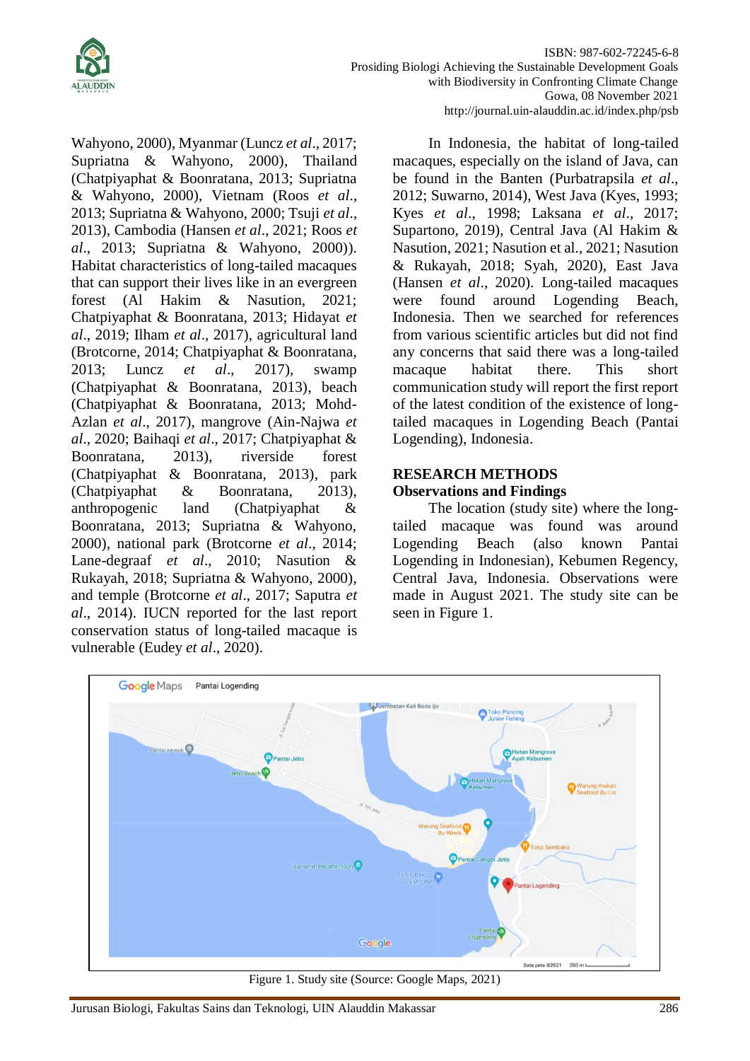Wahyono, 2000), Myanmar (Luncz *et al*., 2017; Supriatna & Wahyono, 2000), Thailand (Chatpiyaphat & Boonratana, 2013; Supriatna & Wahyono, 2000), Vietnam (Roos *et al*., 2013; Supriatna & Wahyono, 2000; Tsuji *et al*., 2013), Cambodia (Hansen *et al*., 2021; Roos *et al*., 2013; Supriatna & Wahyono, 2000)). Habitat characteristics of long-tailed macaques that can support their lives like in an evergreen forest (Al Hakim & Nasution, 2021; Chatpiyaphat & Boonratana, 2013; Hidayat *et al*., 2019; Ilham *et al*., 2017), agricultural land (Brotcorne, 2014; Chatpiyaphat & Boonratana, 2013; Luncz *et al*., 2017), swamp (Chatpiyaphat & Boonratana, 2013), beach (Chatpiyaphat & Boonratana, 2013; Mohd-Azlan *et al*., 2017), mangrove (Ain-Najwa *et al*., 2020; Baihaqi *et al*., 2017; Chatpiyaphat & Boonratana, 2013), riverside forest (Chatpiyaphat & Boonratana, 2013), park (Chatpiyaphat & Boonratana, 2013), anthropogenic land (Chatpiyaphat & Boonratana, 2013; Supriatna & Wahyono, 2000), national park (Brotcorne *et al*., 2014; Lane-degraaf *et al*., 2010; Nasution & Rukayah, 2018; Supriatna & Wahyono, 2000), and temple (Brotcorne *et al*., 2017; Saputra *et al*., 2014). IUCN reported for the last report conservation status of long-tailed macaque is vulnerable (Eudey *et al*., 2020).

In Indonesia, the habitat of long-tailed macaques, especially on the island of Java, can be found in the Banten (Purbatrapsila *et al*., 2012; Suwarno, 2014), West Java (Kyes, 1993; Kyes *et al*., 1998; Laksana *et al*., 2017; Supartono, 2019), Central Java (Al Hakim & Nasution, 2021; Nasution et al., 2021; Nasution & Rukayah, 2018; Syah, 2020), East Java (Hansen *et al*., 2020). Long-tailed macaques were found around Logending Beach, Indonesia. Then we searched for references from various scientific articles but did not find any concerns that said there was a long-tailed macaque habitat there. This short communication study will report the first report of the latest condition of the existence of long-tailed macaques in Logending Beach (Pantai Logending), Indonesia.

## RESEARCH METHODS

### Observations and Findings

The location (study site) where the long-tailed macaque was found was around Logending Beach (also known Pantai Logending in Indonesian), Kebumen Regency, Central Java, Indonesia. Observations were made in August 2021. The study site can be seen in Figure 1.

Figure 1. Study site (Source: Google Maps, 2021)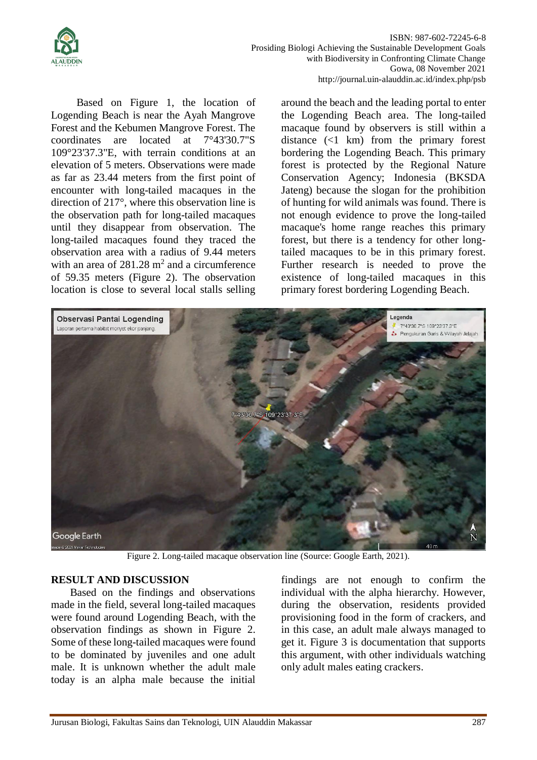Based on Figure 1, the location of Logending Beach is near the Ayah Mangrove Forest and the Kebumen Mangrove Forest. The coordinates are located at 7°43'30.7"S 109°23'37.3"E, with terrain conditions at an elevation of 5 meters. Observations were made as far as 23.44 meters from the first point of encounter with long-tailed macaques in the direction of 217°, where this observation line is the observation path for long-tailed macaques until they disappear from observation. The long-tailed macaques found they traced the observation area with a radius of 9.44 meters with an area of 281.28 $m^2$ and a circumference of 59.35 meters (Figure 2). The observation location is close to several local stalls selling around the beach and the leading portal to enter the Logending Beach area. The long-tailed macaque found by observers is still within a distance (<1 km) from the primary forest bordering the Logending Beach. This primary forest is protected by the Regional Nature Conservation Agency; Indonesia (BKSDA Jateng) because the slogan for the prohibition of hunting for wild animals was found. There is not enough evidence to prove the long-tailed macaque's home range reaches this primary forest, but there is a tendency for other long-tailed macaques to be in this primary forest. Further research is needed to prove the existence of long-tailed macaques in this primary forest bordering Logending Beach.

Figure 2. Long-tailed macaque observation line (Source: Google Earth, 2021).

## RESULT AND DISCUSSION

Based on the findings and observations made in the field, several long-tailed macaques were found around Logending Beach, with the observation findings as shown in Figure 2. Some of these long-tailed macaques were found to be dominated by juveniles and one adult male. It is unknown whether the adult male today is an alpha male because the initial findings are not enough to confirm the individual with the alpha hierarchy. However, during the observation, residents provided provisioning food in the form of crackers, and in this case, an adult male always managed to get it. Figure 3 is documentation that supports this argument, with other individuals watching only adult males eating crackers.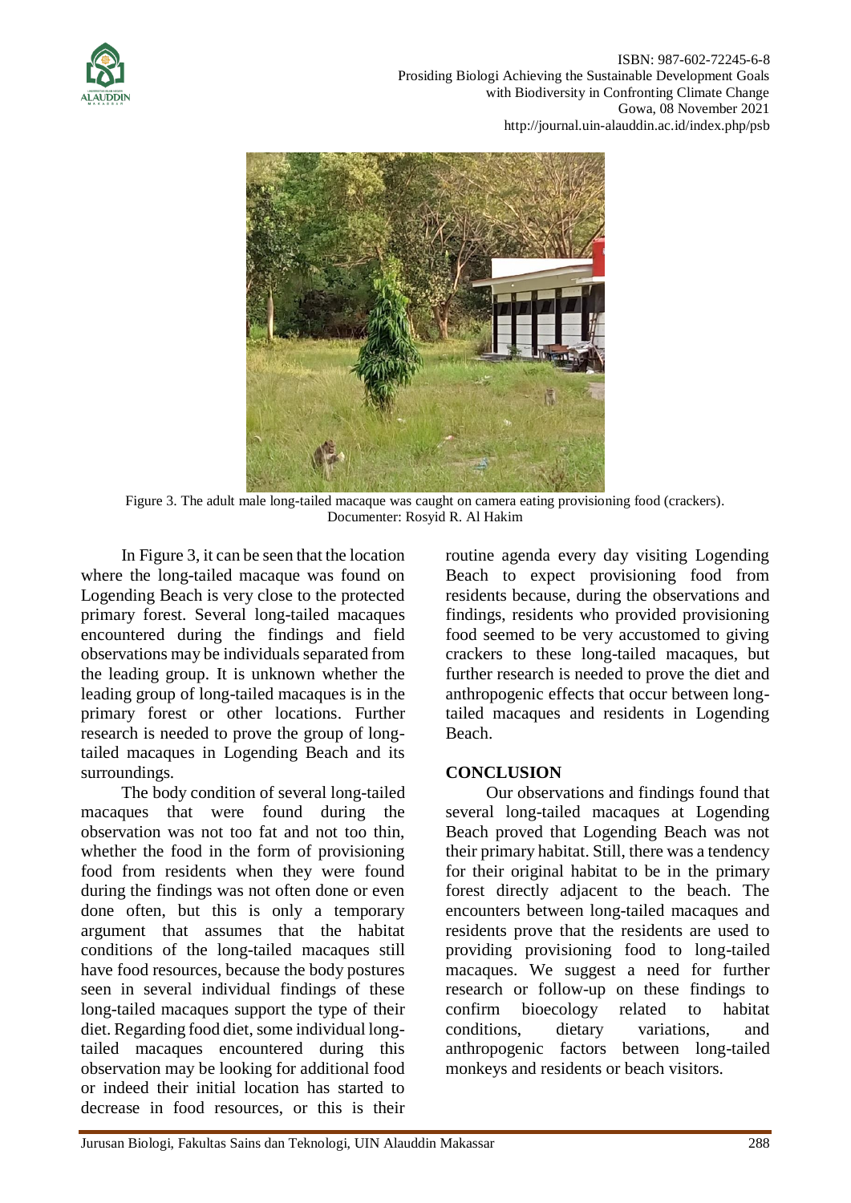Figure 3. The adult male long-tailed macaque was caught on camera eating provisioning food (crackers). Documenter: Rosyid R. Al Hakim

In Figure 3, it can be seen that the location where the long-tailed macaque was found on Logending Beach is very close to the protected primary forest. Several long-tailed macaques encountered during the findings and field observations may be individuals separated from the leading group. It is unknown whether the leading group of long-tailed macaques is in the primary forest or other locations. Further research is needed to prove the group of long-tailed macaques in Logending Beach and its surroundings.

The body condition of several long-tailed macaques that were found during the observation was not too fat and not too thin, whether the food in the form of provisioning food from residents when they were found during the findings was not often done or even done often, but this is only a temporary argument that assumes that the habitat conditions of the long-tailed macaques still have food resources, because the body postures seen in several individual findings of these long-tailed macaques support the type of their diet. Regarding food diet, some individual long-tailed macaques encountered during this observation may be looking for additional food or indeed their initial location has started to decrease in food resources, or this is their routine agenda every day visiting Logending Beach to expect provisioning food from residents because, during the observations and findings, residents who provided provisioning food seemed to be very accustomed to giving crackers to these long-tailed macaques, but further research is needed to prove the diet and anthropogenic effects that occur between long-tailed macaques and residents in Logending Beach.

## CONCLUSION

Our observations and findings found that several long-tailed macaques at Logending Beach proved that Logending Beach was not their primary habitat. Still, there was a tendency for their original habitat to be in the primary forest directly adjacent to the beach. The encounters between long-tailed macaques and residents prove that the residents are used to providing provisioning food to long-tailed macaques. We suggest a need for further research or follow-up on these findings to confirm bioecology related to habitat conditions, dietary variations, and anthropogenic factors between long-tailed monkeys and residents or beach visitors.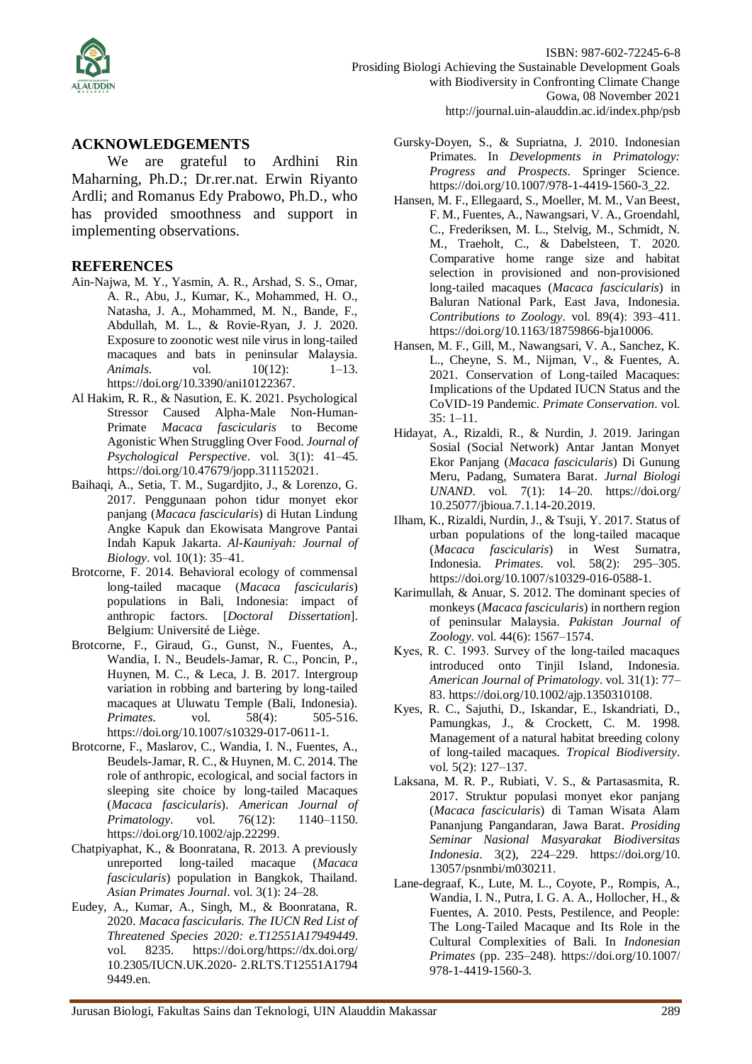## ACKNOWLEDGEMENTS

We are grateful to Ardhini Rin Maharning, Ph.D.; Dr.rer.nat. Erwin Riyanto Ardli; and Romanus Edy Prabowo, Ph.D., who has provided smoothness and support in implementing observations.

## REFERENCES

Ain-Najwa, M. Y., Yasmin, A. R., Arshad, S. S., Omar, A. R., Abu, J., Kumar, K., Mohammed, H. O., Natasha, J. A., Mohammed, M. N., Bande, F., Abdullah, M. L., & Rovie-Ryan, J. J. 2020. Exposure to zoonotic west nile virus in long-tailed macaques and bats in peninsular Malaysia. *Animals*. vol. 10(12): 1–13. https://doi.org/10.3390/ani10122367.

Al Hakim, R. R., & Nasution, E. K. 2021. Psychological Stressor Caused Alpha-Male Non-Human-Primate *Macaca fascicularis* to Become Agonistic When Struggling Over Food. *Journal of Psychological Perspective*. vol. 3(1): 41–45. https://doi.org/10.47679/jopp.311152021.

Baihaqi, A., Setia, T. M., Sugardjito, J., & Lorenzo, G. 2017. Penggunaan pohon tidur monyet ekor panjang (*Macaca fascicularis*) di Hutan Lindung Angke Kapuk dan Ekowisata Mangrove Pantai Indah Kapuk Jakarta. *Al-Kauniyah: Journal of Biology*. vol. 10(1): 35–41.

Brotcorne, F. 2014. Behavioral ecology of commensal long-tailed macaque (*Macaca fascicularis*) populations in Bali, Indonesia: impact of anthropic factors. [*Doctoral Dissertation*]. Belgium: Université de Liège.

Brotcorne, F., Giraud, G., Gunst, N., Fuentes, A., Wandia, I. N., Beudels-Jamar, R. C., Poncin, P., Huynen, M. C., & Leca, J. B. 2017. Intergroup variation in robbing and bartering by long-tailed macaques at Uluwatu Temple (Bali, Indonesia). *Primates*. vol. 58(4): 505-516. https://doi.org/10.1007/s10329-017-0611-1.

Brotcorne, F., Maslarov, C., Wandia, I. N., Fuentes, A., Beudels-Jamar, R. C., & Huynen, M. C. 2014. The role of anthropic, ecological, and social factors in sleeping site choice by long-tailed Macaques (*Macaca fascicularis*). *American Journal of Primatology*. vol. 76(12): 1140–1150. https://doi.org/10.1002/ajp.22299.

Chatpiyaphat, K., & Boonratana, R. 2013. A previously unreported long-tailed macaque (*Macaca fascicularis*) population in Bangkok, Thailand. *Asian Primates Journal*. vol. 3(1): 24–28.

Eudey, A., Kumar, A., Singh, M., & Boonratana, R. 2020. *Macaca fascicularis. The IUCN Red List of Threatened Species 2020: e.T12551A17949449*. vol. 8235. https://doi.org/https://dx.doi.org/10.2305/IUCN.UK.2020- 2.RLTS.T12551A17949449.en.

Gursky-Doyen, S., & Supriatna, J. 2010. Indonesian Primates. In *Developments in Primatology: Progress and Prospects*. Springer Science. https://doi.org/10.1007/978-1-4419-1560-3_22.

Hansen, M. F., Ellegaard, S., Moeller, M. M., Van Beest, F. M., Fuentes, A., Nawangsari, V. A., Groendahl, C., Frederiksen, M. L., Stelvig, M., Schmidt, N. M., Traeholt, C., & Dabelsteen, T. 2020. Comparative home range size and habitat selection in provisioned and non-provisioned long-tailed macaques (*Macaca fascicularis*) in Baluran National Park, East Java, Indonesia. *Contributions to Zoology*. vol. 89(4): 393–411. https://doi.org/10.1163/18759866-bja10006.

Hansen, M. F., Gill, M., Nawangsari, V. A., Sanchez, K. L., Cheyne, S. M., Nijman, V., & Fuentes, A. 2021. Conservation of Long-tailed Macaques: Implications of the Updated IUCN Status and the CoVID-19 Pandemic. *Primate Conservation*. vol. 35: 1–11.

Hidayat, A., Rizaldi, R., & Nurdin, J. 2019. Jaringan Sosial (Social Network) Antar Jantan Monyet Ekor Panjang (*Macaca fascicularis*) Di Gunung Meru, Padang, Sumatera Barat. *Jurnal Biologi UNAND*. vol. 7(1): 14–20. https://doi.org/10.25077/jbioua.7.1.14-20.2019.

Ilham, K., Rizaldi, Nurdin, J., & Tsuji, Y. 2017. Status of urban populations of the long-tailed macaque (*Macaca fascicularis*) in West Sumatra, Indonesia. *Primates*. vol. 58(2): 295–305. https://doi.org/10.1007/s10329-016-0588-1.

Karimullah, & Anuar, S. 2012. The dominant species of monkeys (*Macaca fascicularis*) in northern region of peninsular Malaysia. *Pakistan Journal of Zoology*. vol. 44(6): 1567–1574.

Kyes, R. C. 1993. Survey of the long-tailed macaques introduced onto Tinjil Island, Indonesia. *American Journal of Primatology*. vol. 31(1): 77–83. https://doi.org/10.1002/ajp.1350310108.

Kyes, R. C., Sajuthi, D., Iskandar, E., Iskandriati, D., Pamungkas, J., & Crockett, C. M. 1998. Management of a natural habitat breeding colony of long-tailed macaques. *Tropical Biodiversity*. vol. 5(2): 127–137.

Laksana, M. R. P., Rubiati, V. S., & Partasasmita, R. 2017. Struktur populasi monyet ekor panjang (*Macaca fascicularis*) di Taman Wisata Alam Pananjung Pangandaran, Jawa Barat. *Prosiding Seminar Nasional Masyarakat Biodiversitas Indonesia*. 3(2), 224–229. https://doi.org/10.13057/psnmbi/m030211.

Lane-degraaf, K., Lute, M. L., Coyote, P., Rompis, A., Wandia, I. N., Putra, I. G. A. A., Hollocher, H., & Fuentes, A. 2010. Pests, Pestilence, and People: The Long-Tailed Macaque and Its Role in the Cultural Complexities of Bali. In *Indonesian Primates* (pp. 235–248). https://doi.org/10.1007/978-1-4419-1560-3.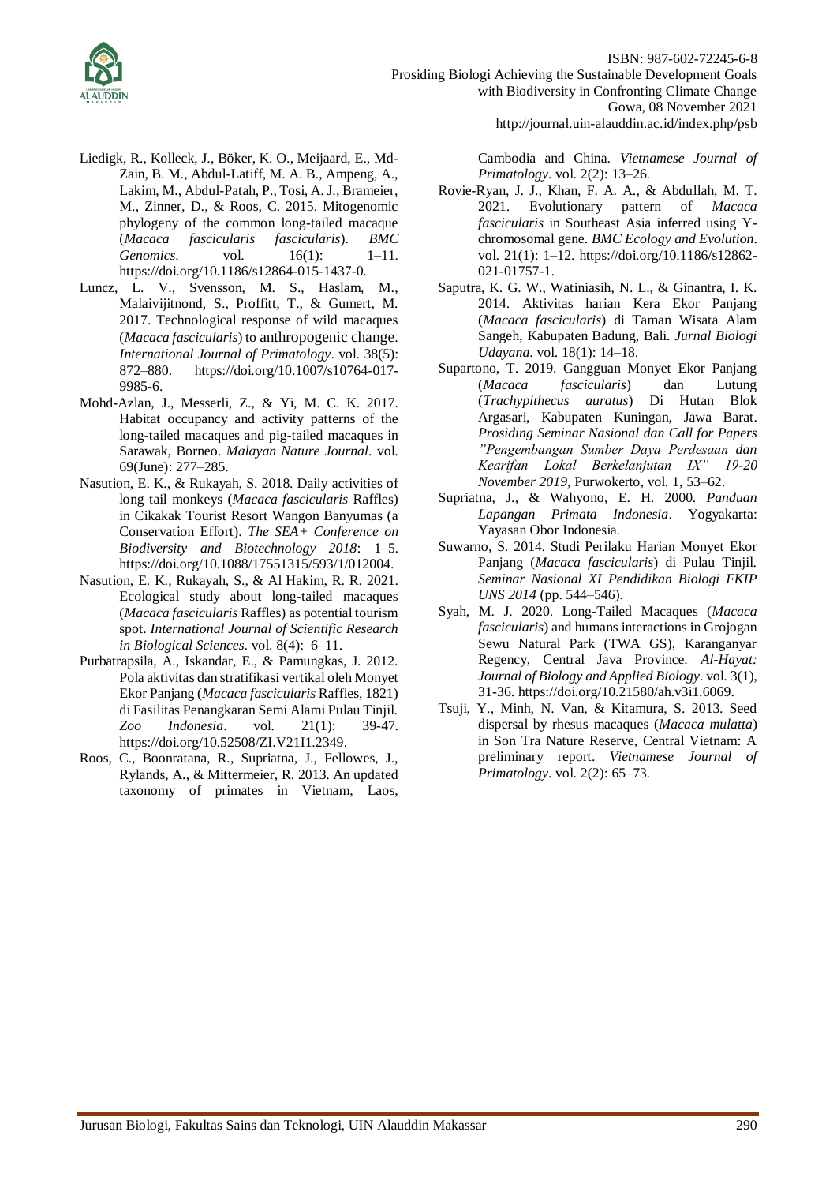Liedigk, R., Kolleck, J., Böker, K. O., Meijaard, E., Md-Zain, B. M., Abdul-Latiff, M. A. B., Ampeng, A., Lakim, M., Abdul-Patah, P., Tosi, A. J., Brameier, M., Zinner, D., & Roos, C. 2015. Mitogenomic phylogeny of the common long-tailed macaque (*Macaca fascicularis fascicularis*). *BMC Genomics*. vol. 16(1): 1–11. https://doi.org/10.1186/s12864-015-1437-0.

Luncz, L. V., Svensson, M. S., Haslam, M., Malaivijitnond, S., Proffitt, T., & Gumert, M. 2017. Technological response of wild macaques (*Macaca fascicularis*) to anthropogenic change. *International Journal of Primatology*. vol. 38(5): 872–880. https://doi.org/10.1007/s10764-017-9985-6.

Mohd-Azlan, J., Messerli, Z., & Yi, M. C. K. 2017. Habitat occupancy and activity patterns of the long-tailed macaques and pig-tailed macaques in Sarawak, Borneo. *Malayan Nature Journal*. vol. 69(June): 277–285.

Nasution, E. K., & Rukayah, S. 2018. Daily activities of long tail monkeys (*Macaca fascicularis* Raffles) in Cikakak Tourist Resort Wangon Banyumas (a Conservation Effort). *The SEA+ Conference on Biodiversity and Biotechnology 2018*: 1–5. https://doi.org/10.1088/17551315/593/1/012004.

Nasution, E. K., Rukayah, S., & Al Hakim, R. R. 2021. Ecological study about long-tailed macaques (*Macaca fascicularis* Raffles) as potential tourism spot. *International Journal of Scientific Research in Biological Sciences*. vol. 8(4): 6–11.

Purbatrapsila, A., Iskandar, E., & Pamungkas, J. 2012. Pola aktivitas dan stratifikasi vertikal oleh Monyet Ekor Panjang (*Macaca fascicularis* Raffles, 1821) di Fasilitas Penangkaran Semi Alami Pulau Tinjil. *Zoo Indonesia*. vol. 21(1): 39-47. https://doi.org/10.52508/ZI.V21I1.2349.

Roos, C., Boonratana, R., Supriatna, J., Fellowes, J., Rylands, A., & Mittermeier, R. 2013. An updated taxonomy of primates in Vietnam, Laos, Cambodia and China. *Vietnamese Journal of Primatology*. vol. 2(2): 13–26.

Rovie-Ryan, J. J., Khan, F. A. A., & Abdullah, M. T. 2021. Evolutionary pattern of *Macaca fascicularis* in Southeast Asia inferred using Y-chromosomal gene. *BMC Ecology and Evolution*. vol. 21(1): 1–12. https://doi.org/10.1186/s12862-021-01757-1.

Saputra, K. G. W., Watiniasih, N. L., & Ginantra, I. K. 2014. Aktivitas harian Kera Ekor Panjang (*Macaca fascicularis*) di Taman Wisata Alam Sangeh, Kabupaten Badung, Bali. *Jurnal Biologi Udayana*. vol. 18(1): 14–18.

Supartono, T. 2019. Gangguan Monyet Ekor Panjang (*Macaca fascicularis*) dan Lutung (*Trachypithecus auratus*) Di Hutan Blok Argasari, Kabupaten Kuningan, Jawa Barat. *Prosiding Seminar Nasional dan Call for Papers "Pengembangan Sumber Daya Perdesaan dan Kearifan Lokal Berkelanjutan IX" 19-20 November 2019*, Purwokerto, vol. 1, 53–62.

Supriatna, J., & Wahyono, E. H. 2000. *Panduan Lapangan Primata Indonesia*. Yogyakarta: Yayasan Obor Indonesia.

Suwarno, S. 2014. Studi Perilaku Harian Monyet Ekor Panjang (*Macaca fascicularis*) di Pulau Tinjil. *Seminar Nasional XI Pendidikan Biologi FKIP UNS 2014* (pp. 544–546).

Syah, M. J. 2020. Long-Tailed Macaques (*Macaca fascicularis*) and humans interactions in Grojogan Sewu Natural Park (TWA GS), Karanganyar Regency, Central Java Province. *Al-Hayat: Journal of Biology and Applied Biology*. vol. 3(1), 31-36. https://doi.org/10.21580/ah.v3i1.6069.

Tsuji, Y., Minh, N. Van, & Kitamura, S. 2013. Seed dispersal by rhesus macaques (*Macaca mulatta*) in Son Tra Nature Reserve, Central Vietnam: A preliminary report. *Vietnamese Journal of Primatology*. vol. 2(2): 65–73.